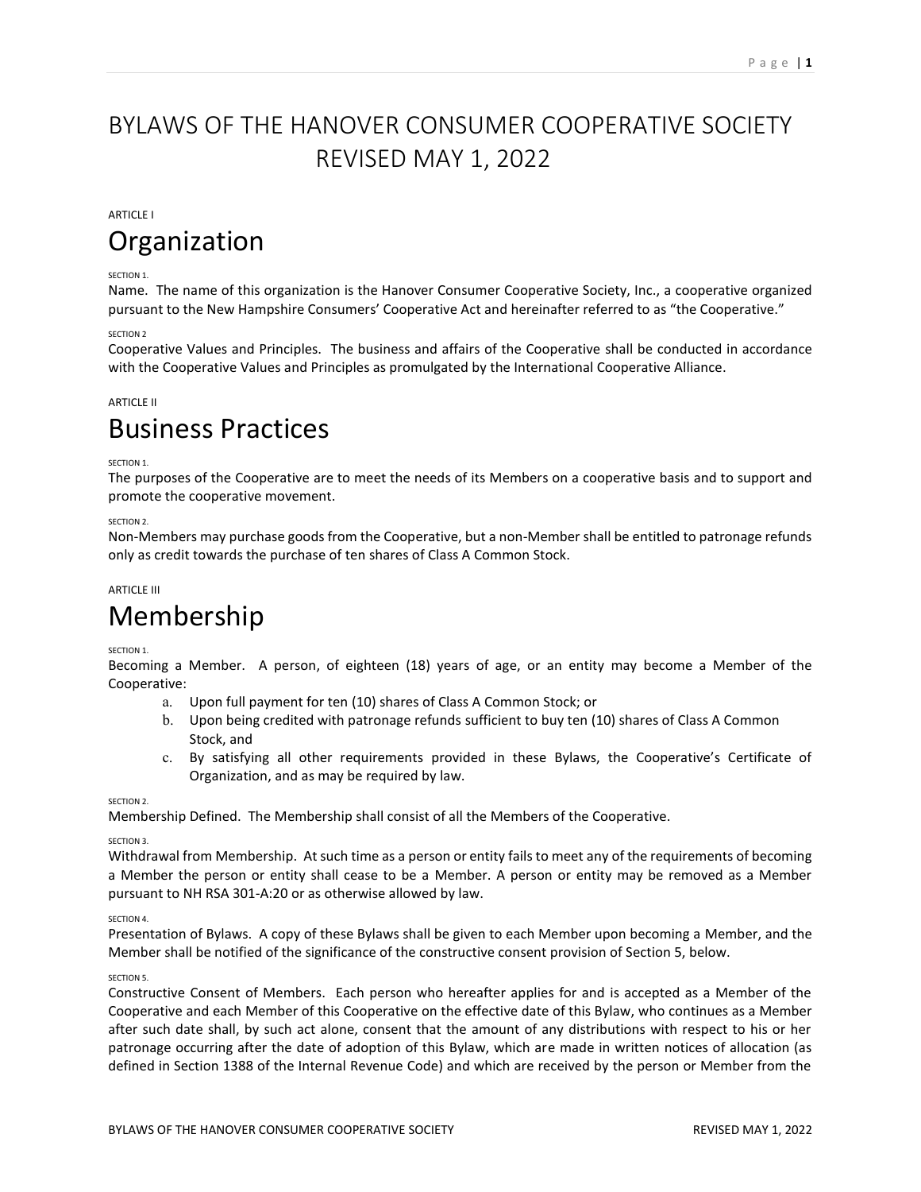# BYLAWS OF THE HANOVER CONSUMER COOPERATIVE SOCIETY REVISED MAY 1, 2022

ARTICLE I

## Organization

SECTION 1.

Name. The name of this organization is the Hanover Consumer Cooperative Society, Inc., a cooperative organized pursuant to the New Hampshire Consumers' Cooperative Act and hereinafter referred to as "the Cooperative."

SECTION 2

Cooperative Values and Principles. The business and affairs of the Cooperative shall be conducted in accordance with the Cooperative Values and Principles as promulgated by the International Cooperative Alliance.

ARTICLE II

## Business Practices

SECTION 1.

The purposes of the Cooperative are to meet the needs of its Members on a cooperative basis and to support and promote the cooperative movement.

SECTION 2.

Non-Members may purchase goods from the Cooperative, but a non-Member shall be entitled to patronage refunds only as credit towards the purchase of ten shares of Class A Common Stock.

ARTICLE III

## Membership

SECTION 1.

Becoming a Member. A person, of eighteen (18) years of age, or an entity may become a Member of the Cooperative:

a. Upon full payment for ten (10) shares of Class A Common Stock; or
b. Upon being credited with patronage refunds sufficient to buy ten (10) shares of Class A Common Stock, and
c. By satisfying all other requirements provided in these Bylaws, the Cooperative's Certificate of Organization, and as may be required by law.

SECTION 2.

Membership Defined. The Membership shall consist of all the Members of the Cooperative.

SECTION 3.

Withdrawal from Membership. At such time as a person or entity fails to meet any of the requirements of becoming a Member the person or entity shall cease to be a Member. A person or entity may be removed as a Member pursuant to NH RSA 301-A:20 or as otherwise allowed by law.

SECTION 4.

Presentation of Bylaws. A copy of these Bylaws shall be given to each Member upon becoming a Member, and the Member shall be notified of the significance of the constructive consent provision of Section 5, below.

SECTION 5.

Constructive Consent of Members. Each person who hereafter applies for and is accepted as a Member of the Cooperative and each Member of this Cooperative on the effective date of this Bylaw, who continues as a Member after such date shall, by such act alone, consent that the amount of any distributions with respect to his or her patronage occurring after the date of adoption of this Bylaw, which are made in written notices of allocation (as defined in Section 1388 of the Internal Revenue Code) and which are received by the person or Member from the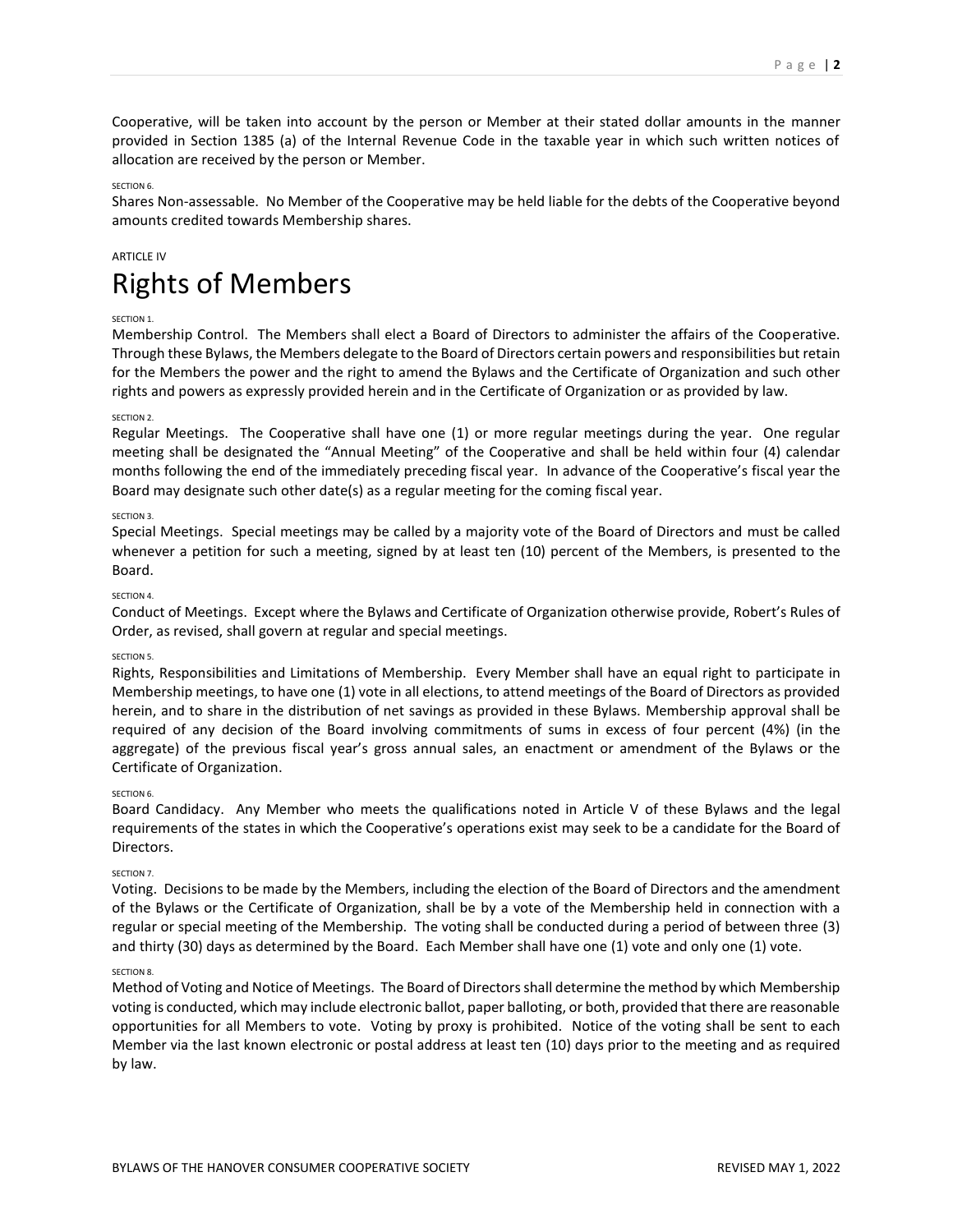Cooperative, will be taken into account by the person or Member at their stated dollar amounts in the manner provided in Section 1385 (a) of the Internal Revenue Code in the taxable year in which such written notices of allocation are received by the person or Member.

SECTION 6.

Shares Non-assessable. No Member of the Cooperative may be held liable for the debts of the Cooperative beyond amounts credited towards Membership shares.

ARTICLE IV

# Rights of Members

SECTION 1.

Membership Control. The Members shall elect a Board of Directors to administer the affairs of the Cooperative. Through these Bylaws, the Members delegate to the Board of Directors certain powers and responsibilities but retain for the Members the power and the right to amend the Bylaws and the Certificate of Organization and such other rights and powers as expressly provided herein and in the Certificate of Organization or as provided by law.

SECTION 2.

Regular Meetings. The Cooperative shall have one (1) or more regular meetings during the year. One regular meeting shall be designated the "Annual Meeting" of the Cooperative and shall be held within four (4) calendar months following the end of the immediately preceding fiscal year. In advance of the Cooperative's fiscal year the Board may designate such other date(s) as a regular meeting for the coming fiscal year.

SECTION 3.

Special Meetings. Special meetings may be called by a majority vote of the Board of Directors and must be called whenever a petition for such a meeting, signed by at least ten (10) percent of the Members, is presented to the Board.

SECTION 4.

Conduct of Meetings. Except where the Bylaws and Certificate of Organization otherwise provide, Robert's Rules of Order, as revised, shall govern at regular and special meetings.

SECTION 5.

Rights, Responsibilities and Limitations of Membership. Every Member shall have an equal right to participate in Membership meetings, to have one (1) vote in all elections, to attend meetings of the Board of Directors as provided herein, and to share in the distribution of net savings as provided in these Bylaws. Membership approval shall be required of any decision of the Board involving commitments of sums in excess of four percent (4%) (in the aggregate) of the previous fiscal year's gross annual sales, an enactment or amendment of the Bylaws or the Certificate of Organization.

SECTION 6.

Board Candidacy. Any Member who meets the qualifications noted in Article V of these Bylaws and the legal requirements of the states in which the Cooperative's operations exist may seek to be a candidate for the Board of Directors.

SECTION 7.

Voting. Decisions to be made by the Members, including the election of the Board of Directors and the amendment of the Bylaws or the Certificate of Organization, shall be by a vote of the Membership held in connection with a regular or special meeting of the Membership. The voting shall be conducted during a period of between three (3) and thirty (30) days as determined by the Board. Each Member shall have one (1) vote and only one (1) vote.

SECTION 8.

Method of Voting and Notice of Meetings. The Board of Directors shall determine the method by which Membership voting is conducted, which may include electronic ballot, paper balloting, or both, provided that there are reasonable opportunities for all Members to vote. Voting by proxy is prohibited. Notice of the voting shall be sent to each Member via the last known electronic or postal address at least ten (10) days prior to the meeting and as required by law.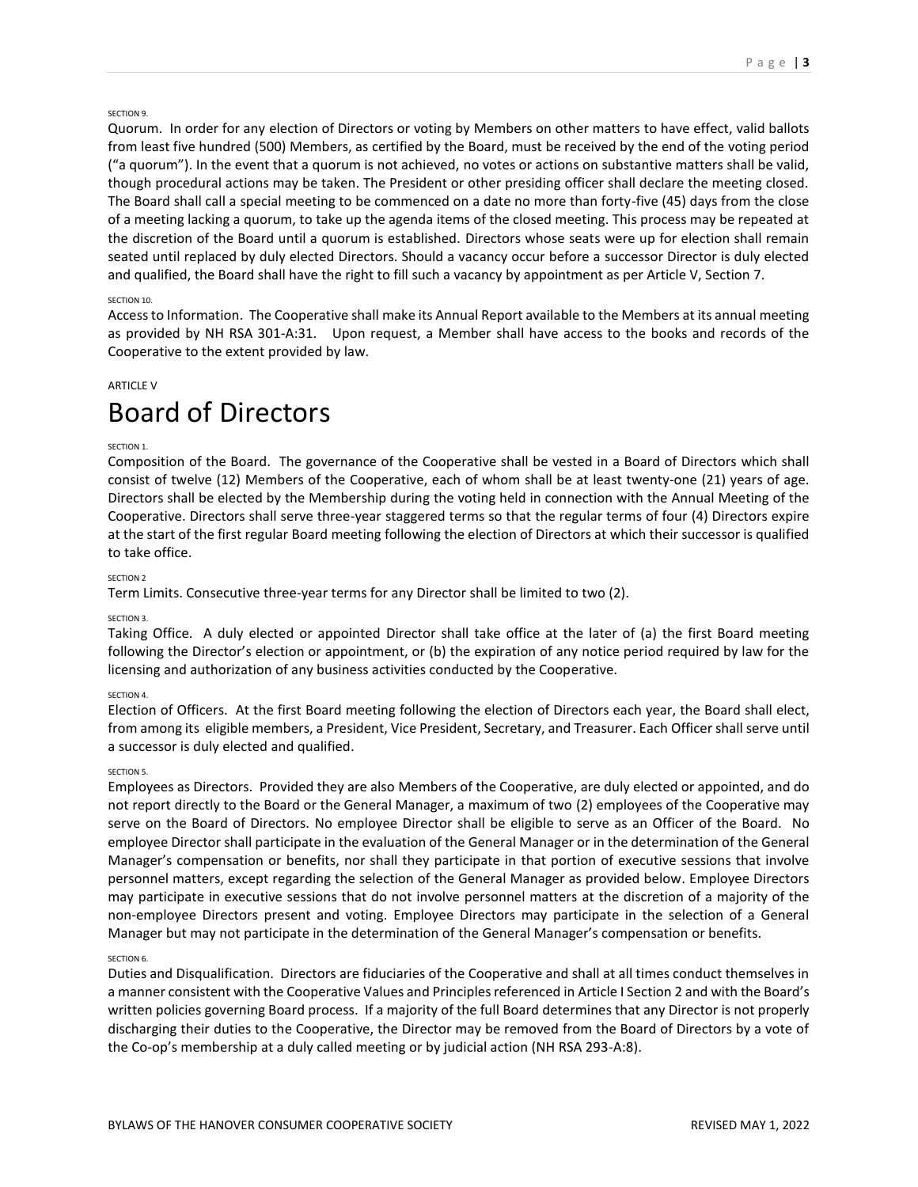SECTION 9.

Quorum. In order for any election of Directors or voting by Members on other matters to have effect, valid ballots from least five hundred (500) Members, as certified by the Board, must be received by the end of the voting period ("a quorum"). In the event that a quorum is not achieved, no votes or actions on substantive matters shall be valid, though procedural actions may be taken. The President or other presiding officer shall declare the meeting closed. The Board shall call a special meeting to be commenced on a date no more than forty-five (45) days from the close of a meeting lacking a quorum, to take up the agenda items of the closed meeting. This process may be repeated at the discretion of the Board until a quorum is established. Directors whose seats were up for election shall remain seated until replaced by duly elected Directors. Should a vacancy occur before a successor Director is duly elected and qualified, the Board shall have the right to fill such a vacancy by appointment as per Article V, Section 7.

SECTION 10.

Access to Information. The Cooperative shall make its Annual Report available to the Members at its annual meeting as provided by NH RSA 301-A:31. Upon request, a Member shall have access to the books and records of the Cooperative to the extent provided by law.

ARTICLE V

# Board of Directors

SECTION 1.

Composition of the Board. The governance of the Cooperative shall be vested in a Board of Directors which shall consist of twelve (12) Members of the Cooperative, each of whom shall be at least twenty-one (21) years of age. Directors shall be elected by the Membership during the voting held in connection with the Annual Meeting of the Cooperative. Directors shall serve three-year staggered terms so that the regular terms of four (4) Directors expire at the start of the first regular Board meeting following the election of Directors at which their successor is qualified to take office.

SECTION 2

Term Limits. Consecutive three-year terms for any Director shall be limited to two (2).

SECTION 3.

Taking Office. A duly elected or appointed Director shall take office at the later of (a) the first Board meeting following the Director's election or appointment, or (b) the expiration of any notice period required by law for the licensing and authorization of any business activities conducted by the Cooperative.

SECTION 4.

Election of Officers. At the first Board meeting following the election of Directors each year, the Board shall elect, from among its eligible members, a President, Vice President, Secretary, and Treasurer. Each Officer shall serve until a successor is duly elected and qualified.

SECTION 5.

Employees as Directors. Provided they are also Members of the Cooperative, are duly elected or appointed, and do not report directly to the Board or the General Manager, a maximum of two (2) employees of the Cooperative may serve on the Board of Directors. No employee Director shall be eligible to serve as an Officer of the Board. No employee Director shall participate in the evaluation of the General Manager or in the determination of the General Manager's compensation or benefits, nor shall they participate in that portion of executive sessions that involve personnel matters, except regarding the selection of the General Manager as provided below. Employee Directors may participate in executive sessions that do not involve personnel matters at the discretion of a majority of the non-employee Directors present and voting. Employee Directors may participate in the selection of a General Manager but may not participate in the determination of the General Manager's compensation or benefits.

SECTION 6.

Duties and Disqualification. Directors are fiduciaries of the Cooperative and shall at all times conduct themselves in a manner consistent with the Cooperative Values and Principles referenced in Article I Section 2 and with the Board's written policies governing Board process. If a majority of the full Board determines that any Director is not properly discharging their duties to the Cooperative, the Director may be removed from the Board of Directors by a vote of the Co-op's membership at a duly called meeting or by judicial action (NH RSA 293-A:8).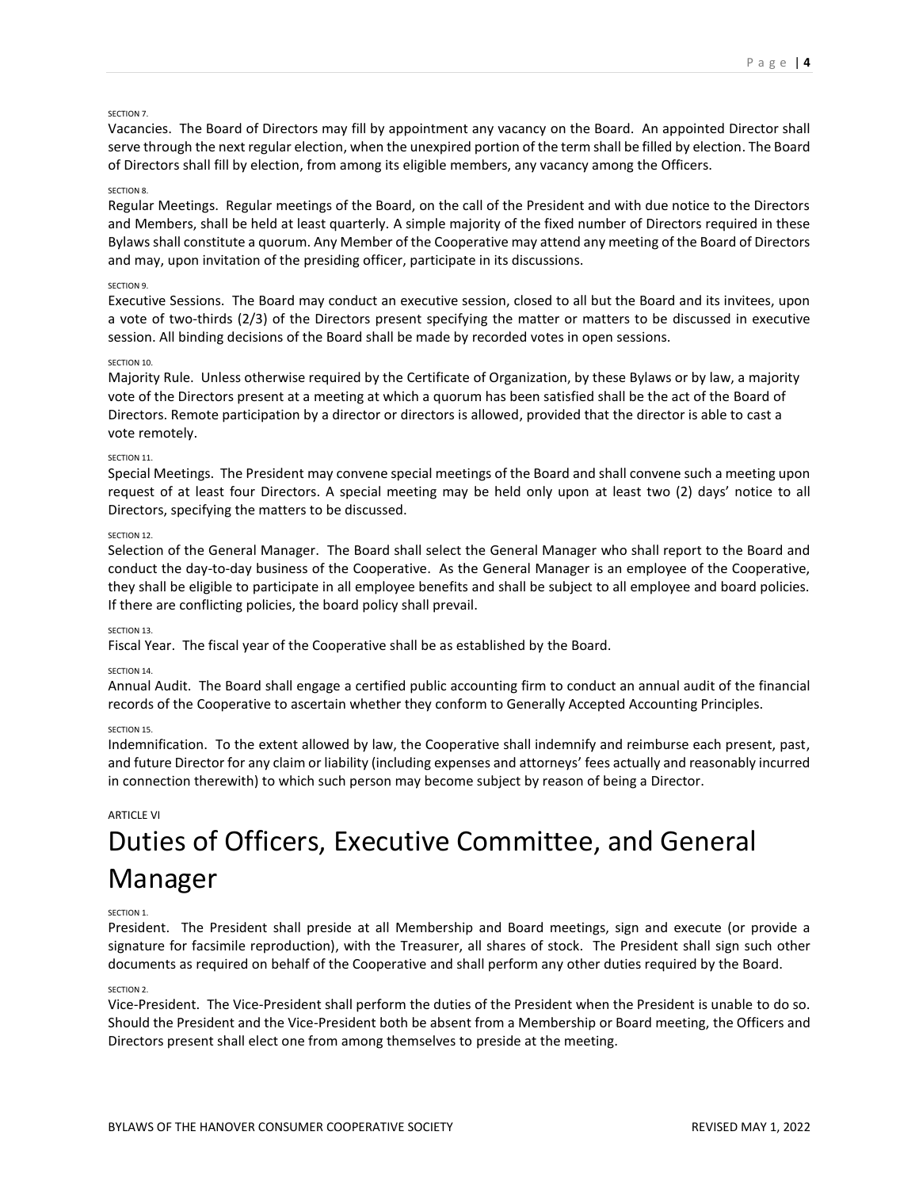SECTION 7.

Vacancies. The Board of Directors may fill by appointment any vacancy on the Board. An appointed Director shall serve through the next regular election, when the unexpired portion of the term shall be filled by election. The Board of Directors shall fill by election, from among its eligible members, any vacancy among the Officers.

SECTION 8.

Regular Meetings. Regular meetings of the Board, on the call of the President and with due notice to the Directors and Members, shall be held at least quarterly. A simple majority of the fixed number of Directors required in these Bylaws shall constitute a quorum. Any Member of the Cooperative may attend any meeting of the Board of Directors and may, upon invitation of the presiding officer, participate in its discussions.

SECTION 9.

Executive Sessions. The Board may conduct an executive session, closed to all but the Board and its invitees, upon a vote of two-thirds (2/3) of the Directors present specifying the matter or matters to be discussed in executive session. All binding decisions of the Board shall be made by recorded votes in open sessions.

SECTION 10.

Majority Rule. Unless otherwise required by the Certificate of Organization, by these Bylaws or by law, a majority vote of the Directors present at a meeting at which a quorum has been satisfied shall be the act of the Board of Directors. Remote participation by a director or directors is allowed, provided that the director is able to cast a vote remotely.

SECTION 11.

Special Meetings. The President may convene special meetings of the Board and shall convene such a meeting upon request of at least four Directors. A special meeting may be held only upon at least two (2) days' notice to all Directors, specifying the matters to be discussed.

SECTION 12.

Selection of the General Manager. The Board shall select the General Manager who shall report to the Board and conduct the day-to-day business of the Cooperative. As the General Manager is an employee of the Cooperative, they shall be eligible to participate in all employee benefits and shall be subject to all employee and board policies. If there are conflicting policies, the board policy shall prevail.

SECTION 13.

Fiscal Year. The fiscal year of the Cooperative shall be as established by the Board.

SECTION 14.

Annual Audit. The Board shall engage a certified public accounting firm to conduct an annual audit of the financial records of the Cooperative to ascertain whether they conform to Generally Accepted Accounting Principles.

SECTION 15.

Indemnification. To the extent allowed by law, the Cooperative shall indemnify and reimburse each present, past, and future Director for any claim or liability (including expenses and attorneys' fees actually and reasonably incurred in connection therewith) to which such person may become subject by reason of being a Director.

ARTICLE VI

# Duties of Officers, Executive Committee, and General Manager

SECTION 1.

President. The President shall preside at all Membership and Board meetings, sign and execute (or provide a signature for facsimile reproduction), with the Treasurer, all shares of stock. The President shall sign such other documents as required on behalf of the Cooperative and shall perform any other duties required by the Board.

SECTION 2.

Vice-President. The Vice-President shall perform the duties of the President when the President is unable to do so. Should the President and the Vice-President both be absent from a Membership or Board meeting, the Officers and Directors present shall elect one from among themselves to preside at the meeting.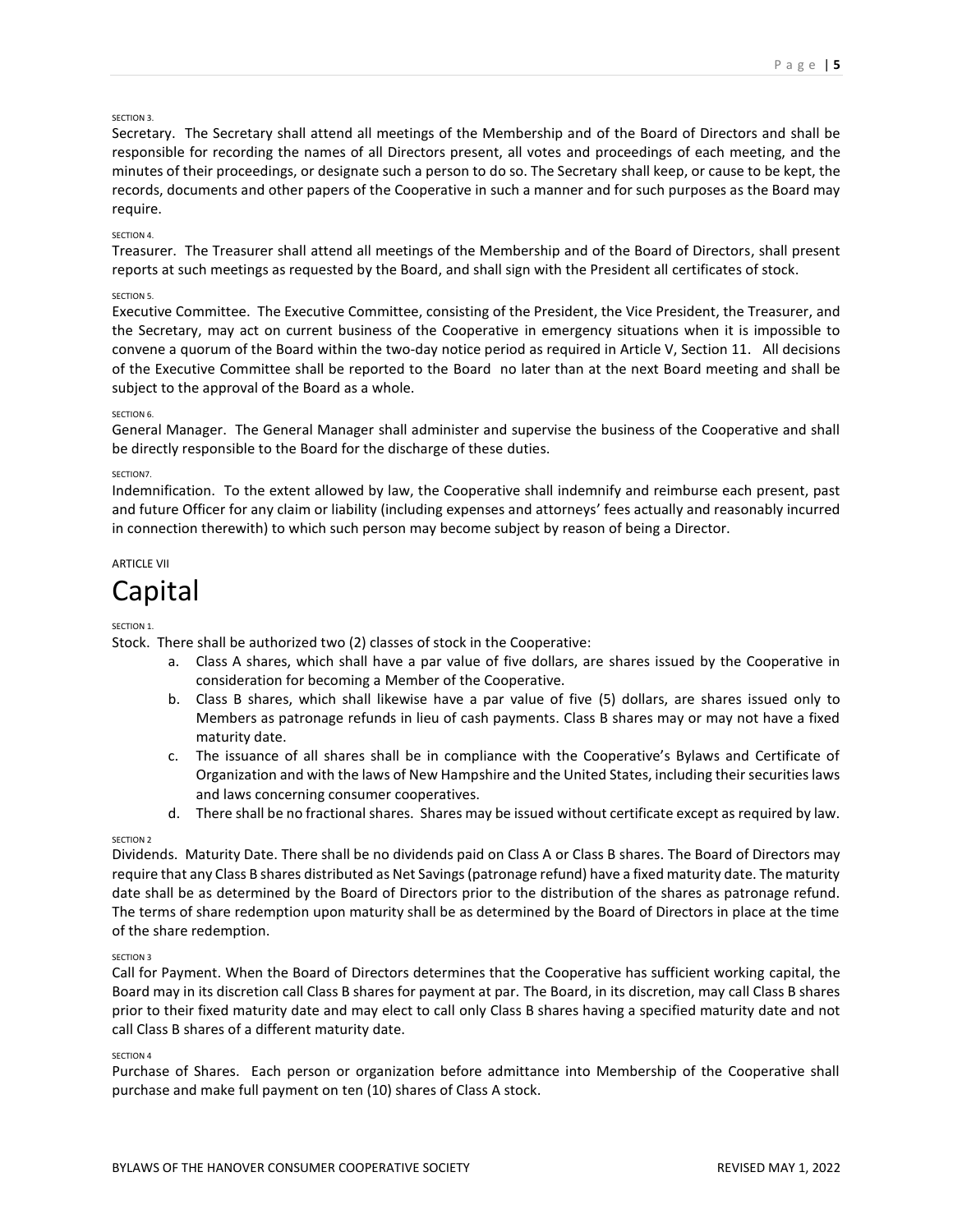SECTION 3.

Secretary. The Secretary shall attend all meetings of the Membership and of the Board of Directors and shall be responsible for recording the names of all Directors present, all votes and proceedings of each meeting, and the minutes of their proceedings, or designate such a person to do so. The Secretary shall keep, or cause to be kept, the records, documents and other papers of the Cooperative in such a manner and for such purposes as the Board may require.

SECTION 4.

Treasurer. The Treasurer shall attend all meetings of the Membership and of the Board of Directors, shall present reports at such meetings as requested by the Board, and shall sign with the President all certificates of stock.

SECTION 5.

Executive Committee. The Executive Committee, consisting of the President, the Vice President, the Treasurer, and the Secretary, may act on current business of the Cooperative in emergency situations when it is impossible to convene a quorum of the Board within the two-day notice period as required in Article V, Section 11. All decisions of the Executive Committee shall be reported to the Board no later than at the next Board meeting and shall be subject to the approval of the Board as a whole.

SECTION 6.

General Manager. The General Manager shall administer and supervise the business of the Cooperative and shall be directly responsible to the Board for the discharge of these duties.

SECTION7.

Indemnification. To the extent allowed by law, the Cooperative shall indemnify and reimburse each present, past and future Officer for any claim or liability (including expenses and attorneys' fees actually and reasonably incurred in connection therewith) to which such person may become subject by reason of being a Director.

ARTICLE VII

# Capital

SECTION 1.

Stock. There shall be authorized two (2) classes of stock in the Cooperative:

a. Class A shares, which shall have a par value of five dollars, are shares issued by the Cooperative in consideration for becoming a Member of the Cooperative.
b. Class B shares, which shall likewise have a par value of five (5) dollars, are shares issued only to Members as patronage refunds in lieu of cash payments. Class B shares may or may not have a fixed maturity date.
c. The issuance of all shares shall be in compliance with the Cooperative's Bylaws and Certificate of Organization and with the laws of New Hampshire and the United States, including their securities laws and laws concerning consumer cooperatives.
d. There shall be no fractional shares. Shares may be issued without certificate except as required by law.

SECTION 2

Dividends. Maturity Date. There shall be no dividends paid on Class A or Class B shares. The Board of Directors may require that any Class B shares distributed as Net Savings (patronage refund) have a fixed maturity date. The maturity date shall be as determined by the Board of Directors prior to the distribution of the shares as patronage refund. The terms of share redemption upon maturity shall be as determined by the Board of Directors in place at the time of the share redemption.

SECTION 3

Call for Payment. When the Board of Directors determines that the Cooperative has sufficient working capital, the Board may in its discretion call Class B shares for payment at par. The Board, in its discretion, may call Class B shares prior to their fixed maturity date and may elect to call only Class B shares having a specified maturity date and not call Class B shares of a different maturity date.

SECTION 4

Purchase of Shares. Each person or organization before admittance into Membership of the Cooperative shall purchase and make full payment on ten (10) shares of Class A stock.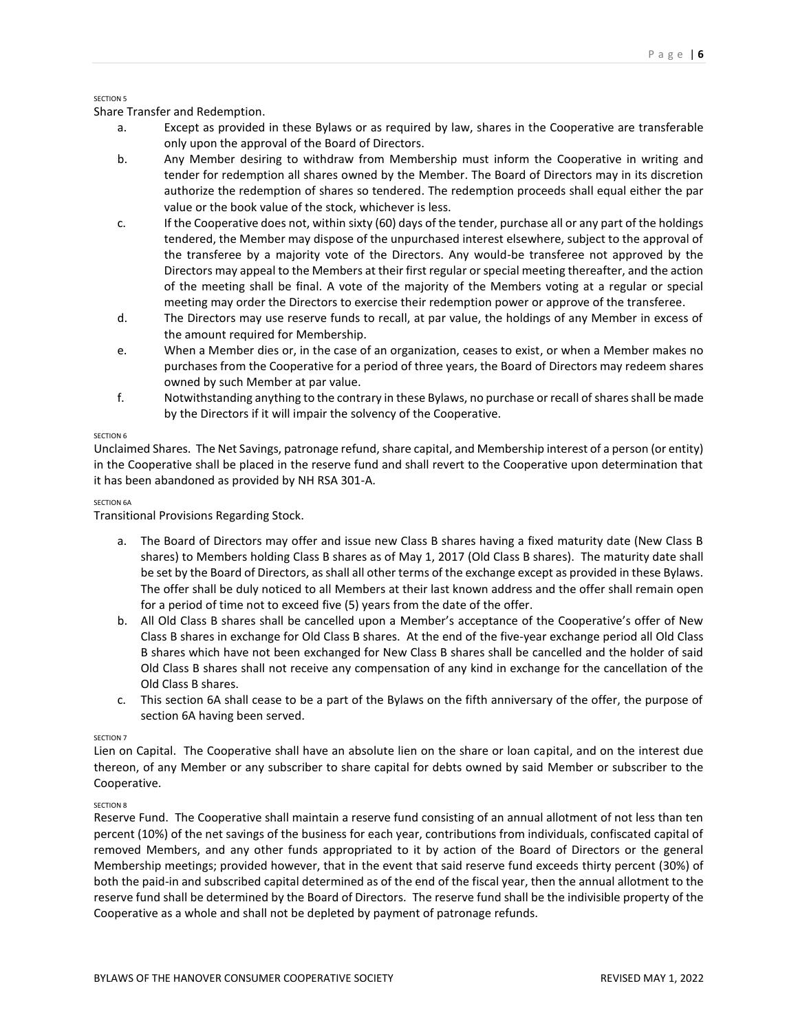SECTION 5

Share Transfer and Redemption.

- a. Except as provided in these Bylaws or as required by law, shares in the Cooperative are transferable only upon the approval of the Board of Directors.
- b. Any Member desiring to withdraw from Membership must inform the Cooperative in writing and tender for redemption all shares owned by the Member. The Board of Directors may in its discretion authorize the redemption of shares so tendered. The redemption proceeds shall equal either the par value or the book value of the stock, whichever is less.
- c. If the Cooperative does not, within sixty (60) days of the tender, purchase all or any part of the holdings tendered, the Member may dispose of the unpurchased interest elsewhere, subject to the approval of the transferee by a majority vote of the Directors. Any would-be transferee not approved by the Directors may appeal to the Members at their first regular or special meeting thereafter, and the action of the meeting shall be final. A vote of the majority of the Members voting at a regular or special meeting may order the Directors to exercise their redemption power or approve of the transferee.
- d. The Directors may use reserve funds to recall, at par value, the holdings of any Member in excess of the amount required for Membership.
- e. When a Member dies or, in the case of an organization, ceases to exist, or when a Member makes no purchases from the Cooperative for a period of three years, the Board of Directors may redeem shares owned by such Member at par value.
- f. Notwithstanding anything to the contrary in these Bylaws, no purchase or recall of shares shall be made by the Directors if it will impair the solvency of the Cooperative.

SECTION 6

Unclaimed Shares. The Net Savings, patronage refund, share capital, and Membership interest of a person (or entity) in the Cooperative shall be placed in the reserve fund and shall revert to the Cooperative upon determination that it has been abandoned as provided by NH RSA 301-A.

SECTION 6A

Transitional Provisions Regarding Stock.

- a. The Board of Directors may offer and issue new Class B shares having a fixed maturity date (New Class B shares) to Members holding Class B shares as of May 1, 2017 (Old Class B shares). The maturity date shall be set by the Board of Directors, as shall all other terms of the exchange except as provided in these Bylaws. The offer shall be duly noticed to all Members at their last known address and the offer shall remain open for a period of time not to exceed five (5) years from the date of the offer.
- b. All Old Class B shares shall be cancelled upon a Member's acceptance of the Cooperative's offer of New Class B shares in exchange for Old Class B shares. At the end of the five-year exchange period all Old Class B shares which have not been exchanged for New Class B shares shall be cancelled and the holder of said Old Class B shares shall not receive any compensation of any kind in exchange for the cancellation of the Old Class B shares.
- c. This section 6A shall cease to be a part of the Bylaws on the fifth anniversary of the offer, the purpose of section 6A having been served.

SECTION 7

Lien on Capital. The Cooperative shall have an absolute lien on the share or loan capital, and on the interest due thereon, of any Member or any subscriber to share capital for debts owned by said Member or subscriber to the Cooperative.

SECTION 8

Reserve Fund. The Cooperative shall maintain a reserve fund consisting of an annual allotment of not less than ten percent (10%) of the net savings of the business for each year, contributions from individuals, confiscated capital of removed Members, and any other funds appropriated to it by action of the Board of Directors or the general Membership meetings; provided however, that in the event that said reserve fund exceeds thirty percent (30%) of both the paid-in and subscribed capital determined as of the end of the fiscal year, then the annual allotment to the reserve fund shall be determined by the Board of Directors. The reserve fund shall be the indivisible property of the Cooperative as a whole and shall not be depleted by payment of patronage refunds.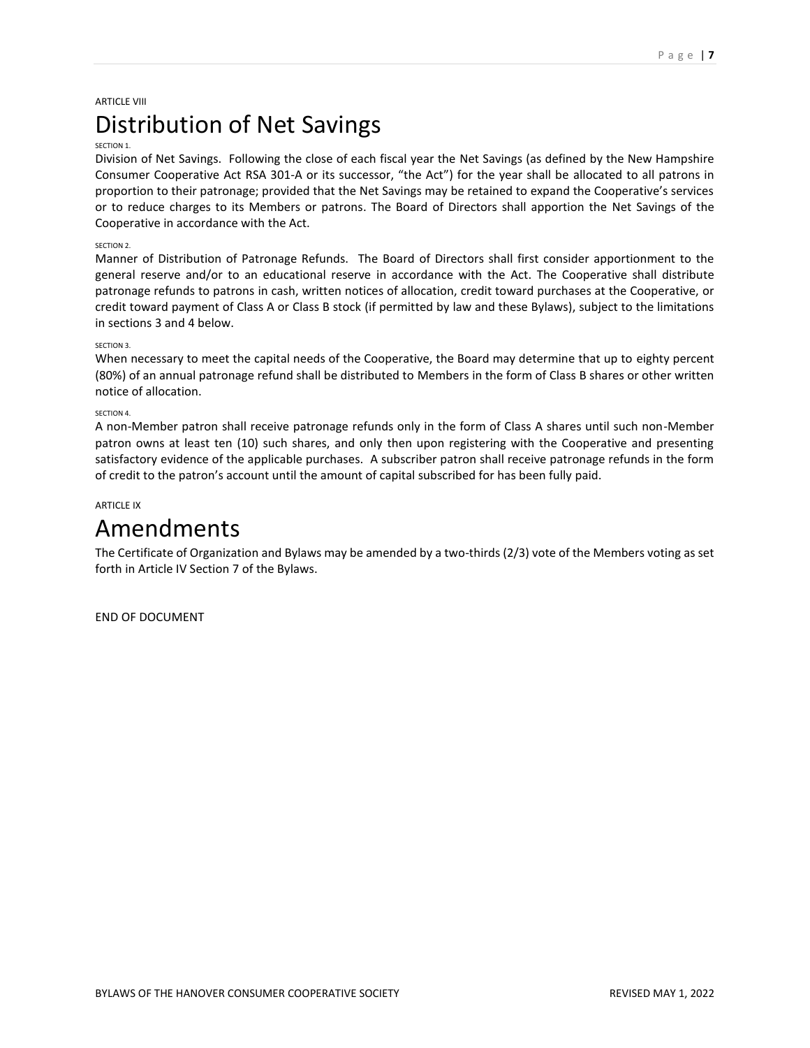ARTICLE VIII

# Distribution of Net Savings

SECTION 1.

Division of Net Savings. Following the close of each fiscal year the Net Savings (as defined by the New Hampshire Consumer Cooperative Act RSA 301-A or its successor, "the Act") for the year shall be allocated to all patrons in proportion to their patronage; provided that the Net Savings may be retained to expand the Cooperative's services or to reduce charges to its Members or patrons. The Board of Directors shall apportion the Net Savings of the Cooperative in accordance with the Act.

SECTION 2.

Manner of Distribution of Patronage Refunds. The Board of Directors shall first consider apportionment to the general reserve and/or to an educational reserve in accordance with the Act. The Cooperative shall distribute patronage refunds to patrons in cash, written notices of allocation, credit toward purchases at the Cooperative, or credit toward payment of Class A or Class B stock (if permitted by law and these Bylaws), subject to the limitations in sections 3 and 4 below.

SECTION 3.

When necessary to meet the capital needs of the Cooperative, the Board may determine that up to eighty percent (80%) of an annual patronage refund shall be distributed to Members in the form of Class B shares or other written notice of allocation.

SECTION 4.

A non-Member patron shall receive patronage refunds only in the form of Class A shares until such non-Member patron owns at least ten (10) such shares, and only then upon registering with the Cooperative and presenting satisfactory evidence of the applicable purchases. A subscriber patron shall receive patronage refunds in the form of credit to the patron's account until the amount of capital subscribed for has been fully paid.

ARTICLE IX

# Amendments

The Certificate of Organization and Bylaws may be amended by a two-thirds (2/3) vote of the Members voting as set forth in Article IV Section 7 of the Bylaws.

END OF DOCUMENT